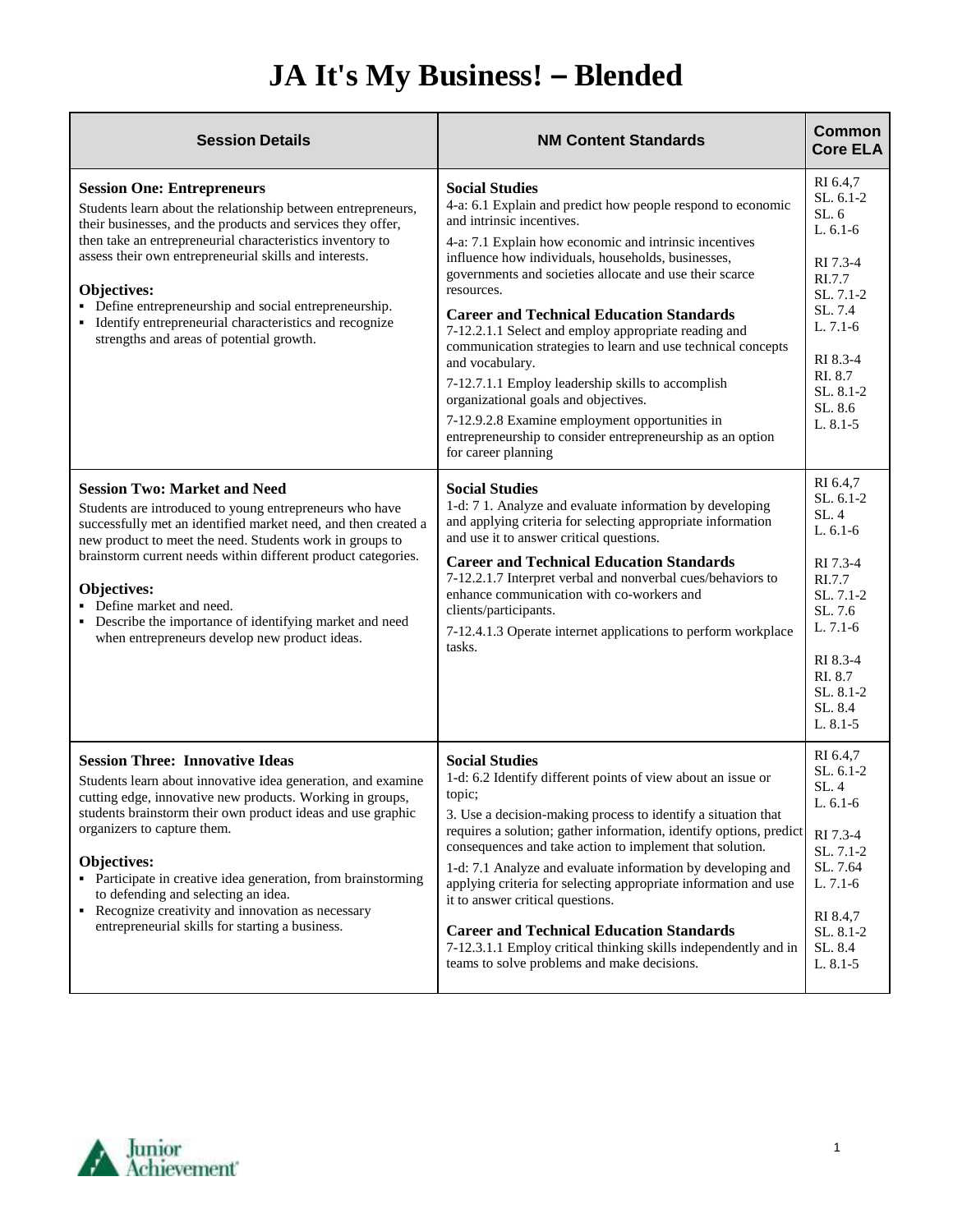# JA It's My Business! – Blended

| Session Details | NM Content Standards | Common Core ELA |
|---|---|---|
| **Session One: Entrepreneurs**<br>Students learn about the relationship between entrepreneurs, their businesses, and the products and services they offer, then take an entrepreneurial characteristics inventory to assess their own entrepreneurial skills and interests.<br><br>**Objectives:**<br>▪ Define entrepreneurship and social entrepreneurship.<br>▪ Identify entrepreneurial characteristics and recognize strengths and areas of potential growth. | **Social Studies**<br>4-a: 6.1 Explain and predict how people respond to economic and intrinsic incentives.<br>4-a: 7.1 Explain how economic and intrinsic incentives influence how individuals, households, businesses, governments and societies allocate and use their scarce resources.<br>**Career and Technical Education Standards**<br>7-12.2.1.1 Select and employ appropriate reading and communication strategies to learn and use technical concepts and vocabulary.<br>7-12.7.1.1 Employ leadership skills to accomplish organizational goals and objectives.<br>7-12.9.2.8 Examine employment opportunities in entrepreneurship to consider entrepreneurship as an option for career planning | RI 6.4,7<br>SL. 6.1-2<br>SL. 6<br>L. 6.1-6<br><br>RI 7.3-4<br>RI.7.7<br>SL. 7.1-2<br>SL. 7.4<br>L. 7.1-6<br><br>RI 8.3-4<br>RI. 8.7<br>SL. 8.1-2<br>SL. 8.6<br>L. 8.1-5 |
| **Session Two: Market and Need**<br>Students are introduced to young entrepreneurs who have successfully met an identified market need, and then created a new product to meet the need. Students work in groups to brainstorm current needs within different product categories.<br><br>**Objectives:**<br>▪ Define market and need.<br>▪ Describe the importance of identifying market and need when entrepreneurs develop new product ideas. | **Social Studies**<br>1-d: 7 1. Analyze and evaluate information by developing and applying criteria for selecting appropriate information and use it to answer critical questions.<br>**Career and Technical Education Standards**<br>7-12.2.1.7 Interpret verbal and nonverbal cues/behaviors to enhance communication with co-workers and clients/participants.<br>7-12.4.1.3 Operate internet applications to perform workplace tasks. | RI 6.4,7<br>SL. 6.1-2<br>SL. 4<br>L. 6.1-6<br><br>RI 7.3-4<br>RI.7.7<br>SL. 7.1-2<br>SL. 7.6<br>L. 7.1-6<br><br>RI 8.3-4<br>RI. 8.7<br>SL. 8.1-2<br>SL. 8.4<br>L. 8.1-5 |
| **Session Three: Innovative Ideas**<br>Students learn about innovative idea generation, and examine cutting edge, innovative new products. Working in groups, students brainstorm their own product ideas and use graphic organizers to capture them.<br><br>**Objectives:**<br>▪ Participate in creative idea generation, from brainstorming to defending and selecting an idea.<br>▪ Recognize creativity and innovation as necessary entrepreneurial skills for starting a business. | **Social Studies**<br>1-d: 6.2 Identify different points of view about an issue or topic;<br>3. Use a decision-making process to identify a situation that requires a solution; gather information, identify options, predict consequences and take action to implement that solution.<br>1-d: 7.1 Analyze and evaluate information by developing and applying criteria for selecting appropriate information and use it to answer critical questions.<br>**Career and Technical Education Standards**<br>7-12.3.1.1 Employ critical thinking skills independently and in teams to solve problems and make decisions. | RI 6.4,7<br>SL. 6.1-2<br>SL. 4<br>L. 6.1-6<br><br>RI 7.3-4<br>SL. 7.1-2<br>SL. 7.64<br>L. 7.1-6<br><br>RI 8.4,7<br>SL. 8.1-2<br>SL. 8.4<br>L. 8.1-5 |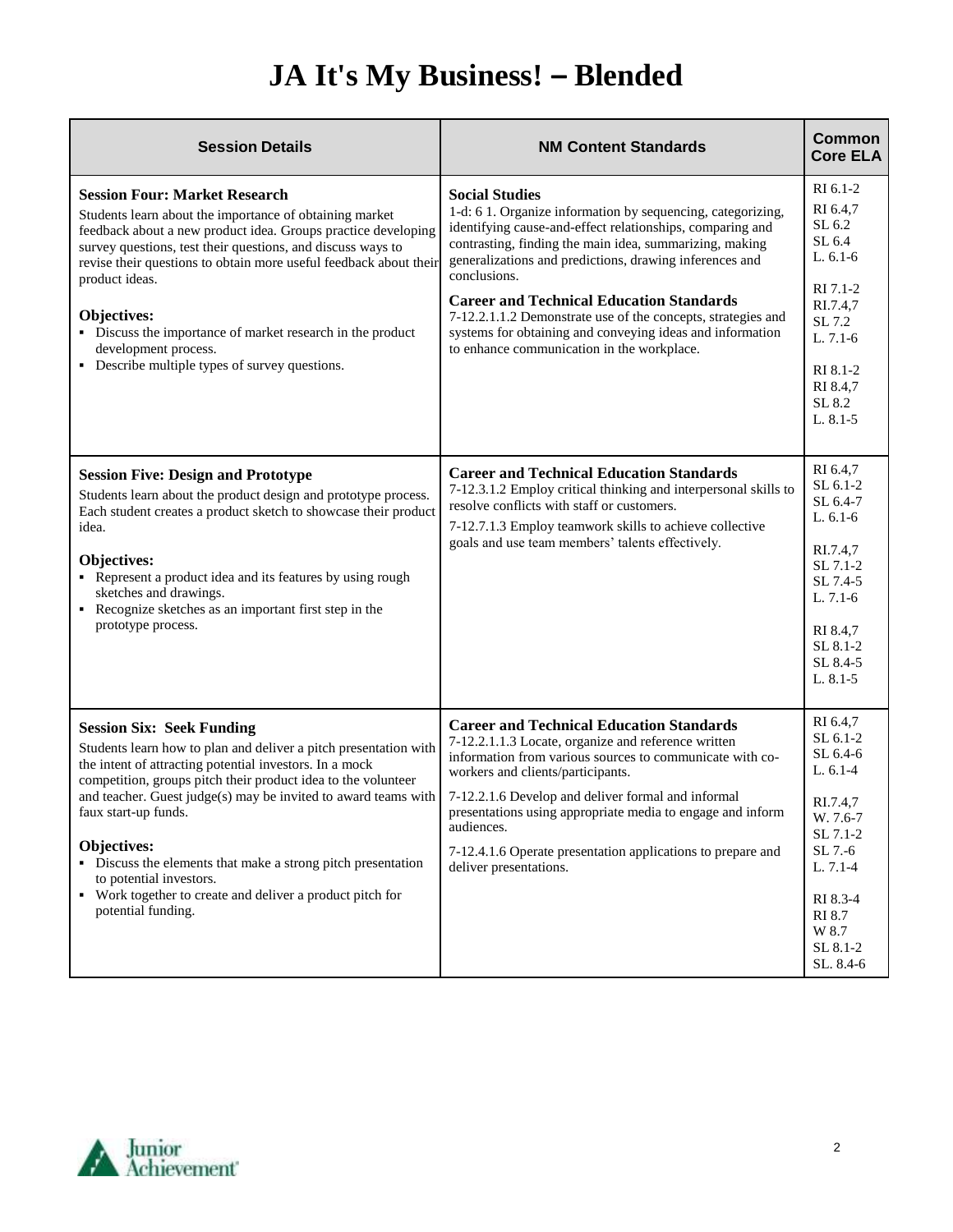# JA It's My Business! – Blended

| Session Details | NM Content Standards | Common Core ELA |
|---|---|---|
| **Session Four: Market Research**<br>Students learn about the importance of obtaining market feedback about a new product idea. Groups practice developing survey questions, test their questions, and discuss ways to revise their questions to obtain more useful feedback about their product ideas.<br><br>**Objectives:**<br>▪ Discuss the importance of market research in the product development process.<br>▪ Describe multiple types of survey questions. | **Social Studies**<br>1-d: 6 1. Organize information by sequencing, categorizing, identifying cause-and-effect relationships, comparing and contrasting, finding the main idea, summarizing, making generalizations and predictions, drawing inferences and conclusions.<br><br>**Career and Technical Education Standards**<br>7-12.2.1.1.2 Demonstrate use of the concepts, strategies and systems for obtaining and conveying ideas and information to enhance communication in the workplace. | RI 6.1-2<br>RI 6.4,7<br>SL 6.2<br>SL 6.4<br>L. 6.1-6<br><br>RI 7.1-2<br>RI.7.4,7<br>SL 7.2<br>L. 7.1-6<br><br>RI 8.1-2<br>RI 8.4,7<br>SL 8.2<br>L. 8.1-5 |
| **Session Five: Design and Prototype**<br>Students learn about the product design and prototype process. Each student creates a product sketch to showcase their product idea.<br><br>**Objectives:**<br>▪ Represent a product idea and its features by using rough sketches and drawings.<br>▪ Recognize sketches as an important first step in the prototype process. | **Career and Technical Education Standards**<br>7-12.3.1.2 Employ critical thinking and interpersonal skills to resolve conflicts with staff or customers.<br>7-12.7.1.3 Employ teamwork skills to achieve collective goals and use team members' talents effectively. | RI 6.4,7<br>SL 6.1-2<br>SL 6.4-7<br>L. 6.1-6<br><br>RI.7.4,7<br>SL 7.1-2<br>SL 7.4-5<br>L. 7.1-6<br><br>RI 8.4,7<br>SL 8.1-2<br>SL 8.4-5<br>L. 8.1-5 |
| **Session Six: Seek Funding**<br>Students learn how to plan and deliver a pitch presentation with the intent of attracting potential investors. In a mock competition, groups pitch their product idea to the volunteer and teacher. Guest judge(s) may be invited to award teams with faux start-up funds.<br><br>**Objectives:**<br>▪ Discuss the elements that make a strong pitch presentation to potential investors.<br>▪ Work together to create and deliver a product pitch for potential funding. | **Career and Technical Education Standards**<br>7-12.2.1.1.3 Locate, organize and reference written information from various sources to communicate with co-workers and clients/participants.<br>7-12.2.1.6 Develop and deliver formal and informal presentations using appropriate media to engage and inform audiences.<br>7-12.4.1.6 Operate presentation applications to prepare and deliver presentations. | RI 6.4,7<br>SL 6.1-2<br>SL 6.4-6<br>L. 6.1-4<br><br>RI.7.4,7<br>W. 7.6-7<br>SL 7.1-2<br>SL 7.-6<br>L. 7.1-4<br><br>RI 8.3-4<br>RI 8.7<br>W 8.7<br>SL 8.1-2<br>SL. 8.4-6 |